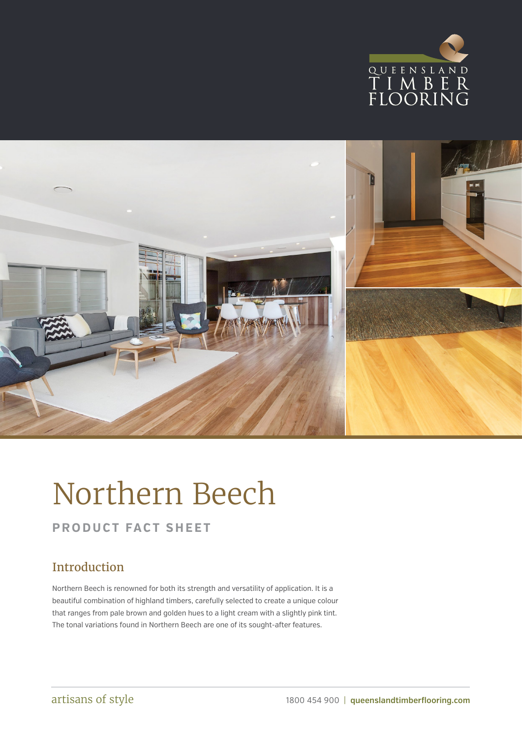QUEENSLAND TIMBER FLOORING

# Northern Beech

**PRODUCT FACT SHEET**

## Introduction

Northern Beech is renowned for both its strength and versatility of application. It is a beautiful combination of highland timbers, carefully selected to create a unique colour that ranges from pale brown and golden hues to a light cream with a slightly pink tint. The tonal variations found in Northern Beech are one of its sought-after features.

artisans of style

1800 454 900 | **queenslandtimberflooring.com**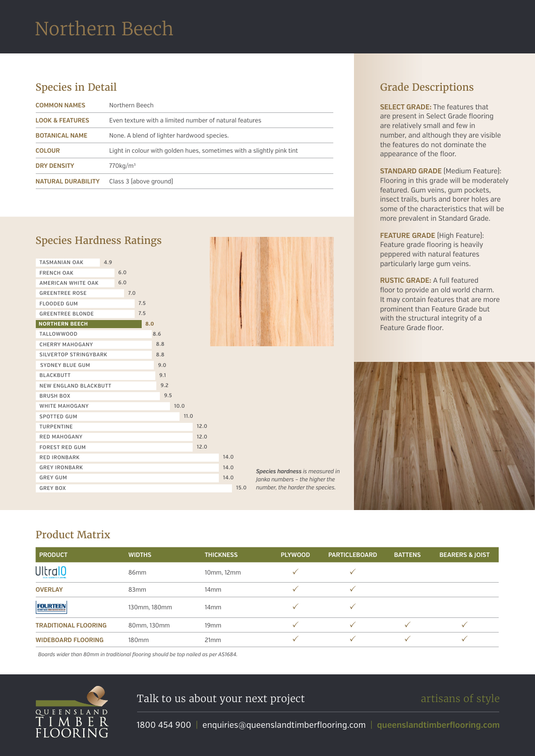# Northern Beech

## Species in Detail

| | |
|---|---|
| **COMMON NAMES** | Northern Beech |
| **LOOK & FEATURES** | Even texture with a limited number of natural features |
| **BOTANICAL NAME** | None. A blend of lighter hardwood species. |
| **COLOUR** | Light in colour with golden hues, sometimes with a slightly pink tint |
| **DRY DENSITY** | 770kg/m³ |
| **NATURAL DURABILITY** | Class 3 (above ground) |

## Species Hardness Ratings

TASMANIAN OAK 4.9
FRENCH OAK 6.0
AMERICAN WHITE OAK 6.0
GREENTREE ROSE 7.0
FLOODED GUM 7.5
GREENTREE BLONDE 7.5
**NORTHERN BEECH 8.0**
TALLOWWOOD 8.6
CHERRY MAHOGANY 8.8
SILVERTOP STRINGYBARK 8.8
SYDNEY BLUE GUM 9.0
BLACKBUTT 9.1
NEW ENGLAND BLACKBUTT 9.2
BRUSH BOX 9.5
WHITE MAHOGANY 10.0
SPOTTED GUM 11.0
TURPENTINE 12.0
RED MAHOGANY 12.0
FOREST RED GUM 12.0
RED IRONBARK 14.0
GREY IRONBARK 14.0
GREY GUM 14.0
GREY BOX 15.0

***Species hardness** is measured in Janka numbers – the higher the number, the harder the species.*

## Grade Descriptions

**SELECT GRADE:** The features that are present in Select Grade flooring are relatively small and few in number, and although they are visible the features do not dominate the appearance of the floor.

**STANDARD GRADE** (Medium Feature): Flooring in this grade will be moderately featured. Gum veins, gum pockets, insect trails, burls and borer holes are some of the characteristics that will be more prevalent in Standard Grade.

**FEATURE GRADE** (High Feature): Feature grade flooring is heavily peppered with natural features particularly large gum veins.

**RUSTIC GRADE:** A full featured floor to provide an old world charm. It may contain features that are more prominent than Feature Grade but with the structural integrity of a Feature Grade floor.

## Product Matrix

| PRODUCT | WIDTHS | THICKNESS | PLYWOOD | PARTICLEBOARD | BATTENS | BEARERS & JOIST |
|---|---|---|---|---|---|---|
| Ultra10 | 86mm | 10mm, 12mm | ✓ | ✓ | | |
| **OVERLAY** | 83mm | 14mm | ✓ | ✓ | | |
| FOURTEEN | 130mm, 180mm | 14mm | ✓ | ✓ | | |
| **TRADITIONAL FLOORING** | 80mm, 130mm | 19mm | ✓ | ✓ | ✓ | ✓ |
| **WIDEBOARD FLOORING** | 180mm | 21mm | ✓ | ✓ | ✓ | ✓ |

*Boards wider than 80mm in traditional flooring should be top nailed as per AS1684.*

QUEENSLAND TIMBER FLOORING

Talk to us about your next project

artisans of style

1800 454 900 | enquiries@queenslandtimberflooring.com | queenslandtimberflooring.com